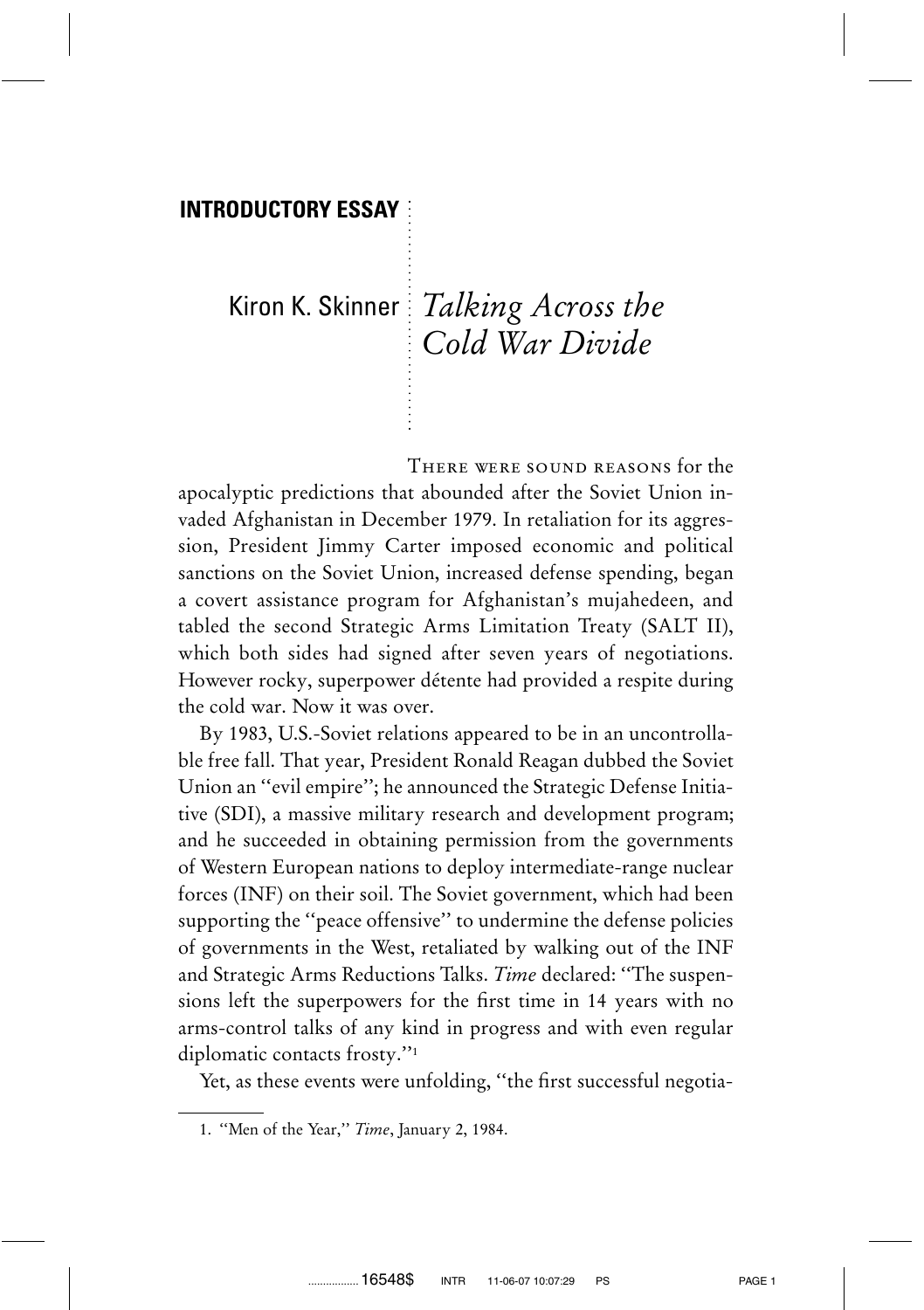**INTRODUCTORY ESSAY**

Kiron K. Skinner

# *Talking Across the Cold War Divide*

There were sound reasons for the apocalyptic predictions that abounded after the Soviet Union invaded Afghanistan in December 1979. In retaliation for its aggression, President Jimmy Carter imposed economic and political sanctions on the Soviet Union, increased defense spending, began a covert assistance program for Afghanistan's mujahedeen, and tabled the second Strategic Arms Limitation Treaty (SALT II), which both sides had signed after seven years of negotiations. However rocky, superpower détente had provided a respite during the cold war. Now it was over.

By 1983, U.S.-Soviet relations appeared to be in an uncontrollable free fall. That year, President Ronald Reagan dubbed the Soviet Union an "evil empire"; he announced the Strategic Defense Initiative (SDI), a massive military research and development program; and he succeeded in obtaining permission from the governments of Western European nations to deploy intermediate-range nuclear forces (INF) on their soil. The Soviet government, which had been supporting the "peace offensive" to undermine the defense policies of governments in the West, retaliated by walking out of the INF and Strategic Arms Reductions Talks. *Time* declared: "The suspensions left the superpowers for the first time in 14 years with no arms-control talks of any kind in progress and with even regular diplomatic contacts frosty."[1]

Yet, as these events were unfolding, "the first successful negotia-

1. "Men of the Year," *Time*, January 2, 1984.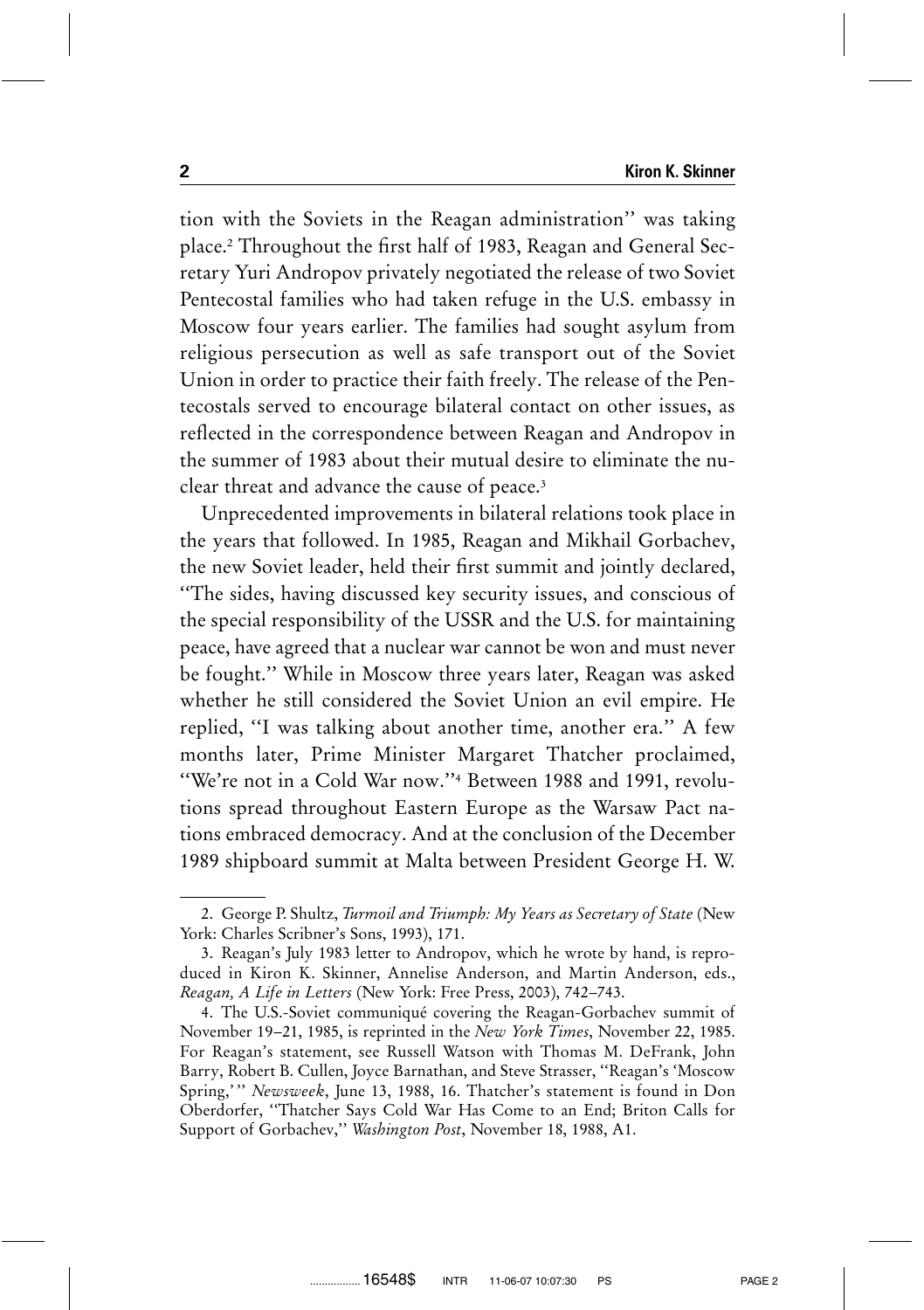tion with the Soviets in the Reagan administration'' was taking place.[2] Throughout the first half of 1983, Reagan and General Secretary Yuri Andropov privately negotiated the release of two Soviet Pentecostal families who had taken refuge in the U.S. embassy in Moscow four years earlier. The families had sought asylum from religious persecution as well as safe transport out of the Soviet Union in order to practice their faith freely. The release of the Pentecostals served to encourage bilateral contact on other issues, as reflected in the correspondence between Reagan and Andropov in the summer of 1983 about their mutual desire to eliminate the nuclear threat and advance the cause of peace.[3]

Unprecedented improvements in bilateral relations took place in the years that followed. In 1985, Reagan and Mikhail Gorbachev, the new Soviet leader, held their first summit and jointly declared, ''The sides, having discussed key security issues, and conscious of the special responsibility of the USSR and the U.S. for maintaining peace, have agreed that a nuclear war cannot be won and must never be fought.'' While in Moscow three years later, Reagan was asked whether he still considered the Soviet Union an evil empire. He replied, ''I was talking about another time, another era.'' A few months later, Prime Minister Margaret Thatcher proclaimed, ''We're not in a Cold War now.''[4] Between 1988 and 1991, revolutions spread throughout Eastern Europe as the Warsaw Pact nations embraced democracy. And at the conclusion of the December 1989 shipboard summit at Malta between President George H. W.

---

2. George P. Shultz, *Turmoil and Triumph: My Years as Secretary of State* (New York: Charles Scribner's Sons, 1993), 171.

3. Reagan's July 1983 letter to Andropov, which he wrote by hand, is reproduced in Kiron K. Skinner, Annelise Anderson, and Martin Anderson, eds., *Reagan, A Life in Letters* (New York: Free Press, 2003), 742–743.

4. The U.S.-Soviet communiqué covering the Reagan-Gorbachev summit of November 19–21, 1985, is reprinted in the *New York Times*, November 22, 1985. For Reagan's statement, see Russell Watson with Thomas M. DeFrank, John Barry, Robert B. Cullen, Joyce Barnathan, and Steve Strasser, ''Reagan's 'Moscow Spring,' '' *Newsweek*, June 13, 1988, 16. Thatcher's statement is found in Don Oberdorfer, ''Thatcher Says Cold War Has Come to an End; Briton Calls for Support of Gorbachev,'' *Washington Post*, November 18, 1988, A1.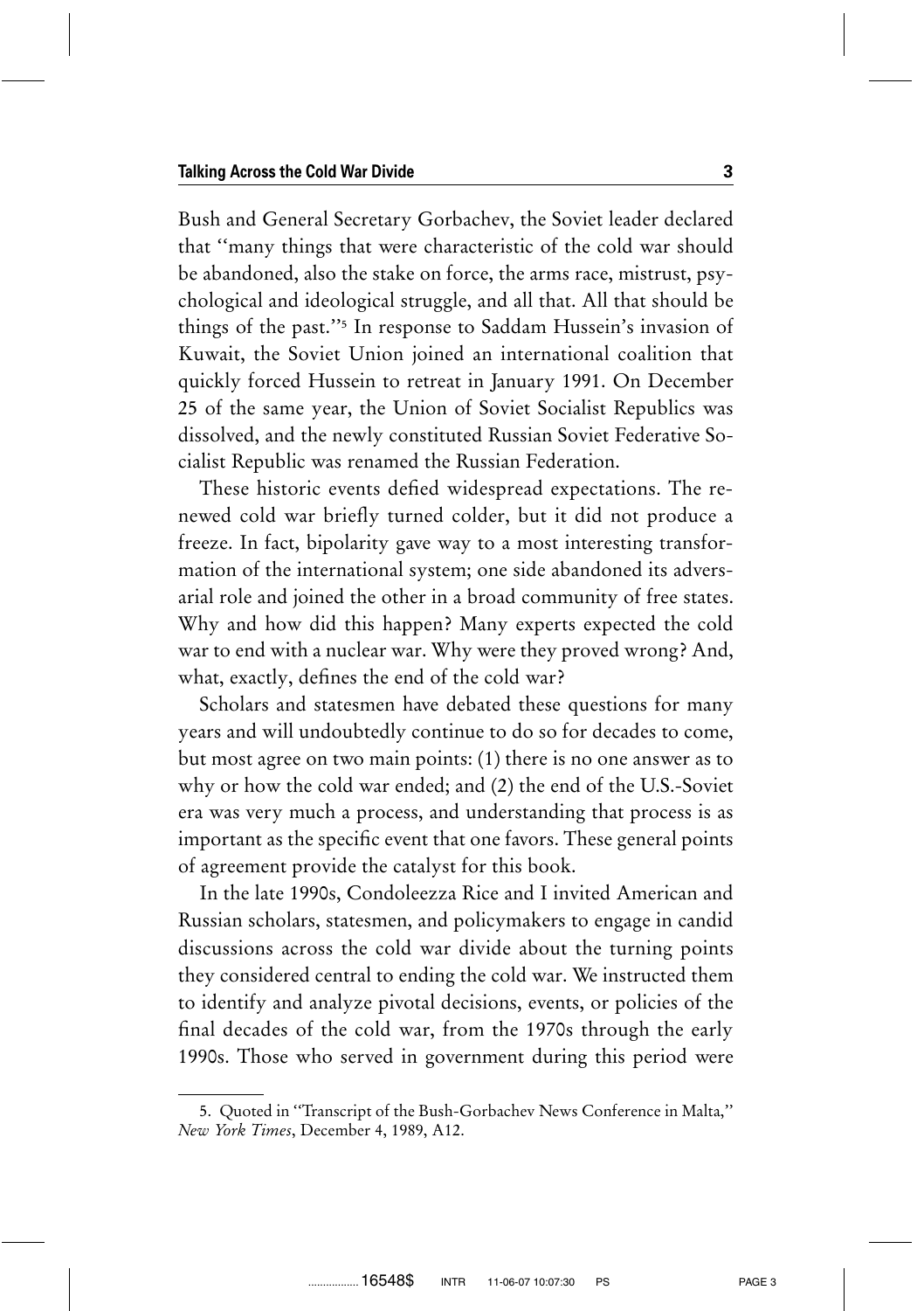Bush and General Secretary Gorbachev, the Soviet leader declared that ''many things that were characteristic of the cold war should be abandoned, also the stake on force, the arms race, mistrust, psychological and ideological struggle, and all that. All that should be things of the past.''[5] In response to Saddam Hussein's invasion of Kuwait, the Soviet Union joined an international coalition that quickly forced Hussein to retreat in January 1991. On December 25 of the same year, the Union of Soviet Socialist Republics was dissolved, and the newly constituted Russian Soviet Federative Socialist Republic was renamed the Russian Federation.

These historic events defied widespread expectations. The renewed cold war briefly turned colder, but it did not produce a freeze. In fact, bipolarity gave way to a most interesting transformation of the international system; one side abandoned its adversarial role and joined the other in a broad community of free states. Why and how did this happen? Many experts expected the cold war to end with a nuclear war. Why were they proved wrong? And, what, exactly, defines the end of the cold war?

Scholars and statesmen have debated these questions for many years and will undoubtedly continue to do so for decades to come, but most agree on two main points: (1) there is no one answer as to why or how the cold war ended; and (2) the end of the U.S.-Soviet era was very much a process, and understanding that process is as important as the specific event that one favors. These general points of agreement provide the catalyst for this book.

In the late 1990s, Condoleezza Rice and I invited American and Russian scholars, statesmen, and policymakers to engage in candid discussions across the cold war divide about the turning points they considered central to ending the cold war. We instructed them to identify and analyze pivotal decisions, events, or policies of the final decades of the cold war, from the 1970s through the early 1990s. Those who served in government during this period were

5. Quoted in ''Transcript of the Bush-Gorbachev News Conference in Malta,'' *New York Times*, December 4, 1989, A12.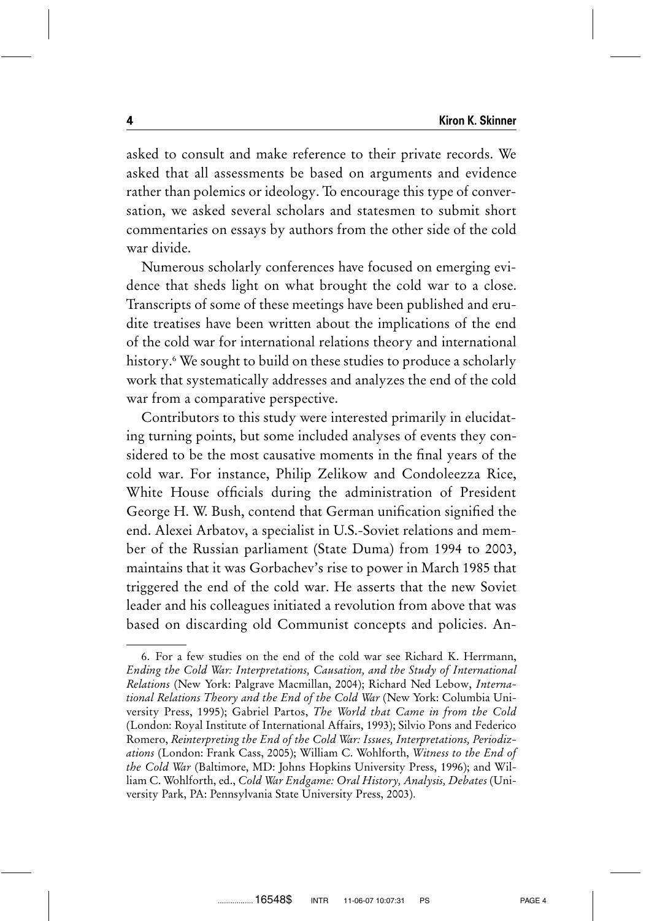asked to consult and make reference to their private records. We asked that all assessments be based on arguments and evidence rather than polemics or ideology. To encourage this type of conversation, we asked several scholars and statesmen to submit short commentaries on essays by authors from the other side of the cold war divide.

Numerous scholarly conferences have focused on emerging evidence that sheds light on what brought the cold war to a close. Transcripts of some of these meetings have been published and erudite treatises have been written about the implications of the end of the cold war for international relations theory and international history.[6] We sought to build on these studies to produce a scholarly work that systematically addresses and analyzes the end of the cold war from a comparative perspective.

Contributors to this study were interested primarily in elucidating turning points, but some included analyses of events they considered to be the most causative moments in the final years of the cold war. For instance, Philip Zelikow and Condoleezza Rice, White House officials during the administration of President George H. W. Bush, contend that German unification signified the end. Alexei Arbatov, a specialist in U.S.-Soviet relations and member of the Russian parliament (State Duma) from 1994 to 2003, maintains that it was Gorbachev's rise to power in March 1985 that triggered the end of the cold war. He asserts that the new Soviet leader and his colleagues initiated a revolution from above that was based on discarding old Communist concepts and policies. An-

6. For a few studies on the end of the cold war see Richard K. Herrmann, *Ending the Cold War: Interpretations, Causation, and the Study of International Relations* (New York: Palgrave Macmillan, 2004); Richard Ned Lebow, *International Relations Theory and the End of the Cold War* (New York: Columbia University Press, 1995); Gabriel Partos, *The World that Came in from the Cold* (London: Royal Institute of International Affairs, 1993); Silvio Pons and Federico Romero, *Reinterpreting the End of the Cold War: Issues, Interpretations, Periodizations* (London: Frank Cass, 2005); William C. Wohlforth, *Witness to the End of the Cold War* (Baltimore, MD: Johns Hopkins University Press, 1996); and William C. Wohlforth, ed., *Cold War Endgame: Oral History, Analysis, Debates* (University Park, PA: Pennsylvania State University Press, 2003).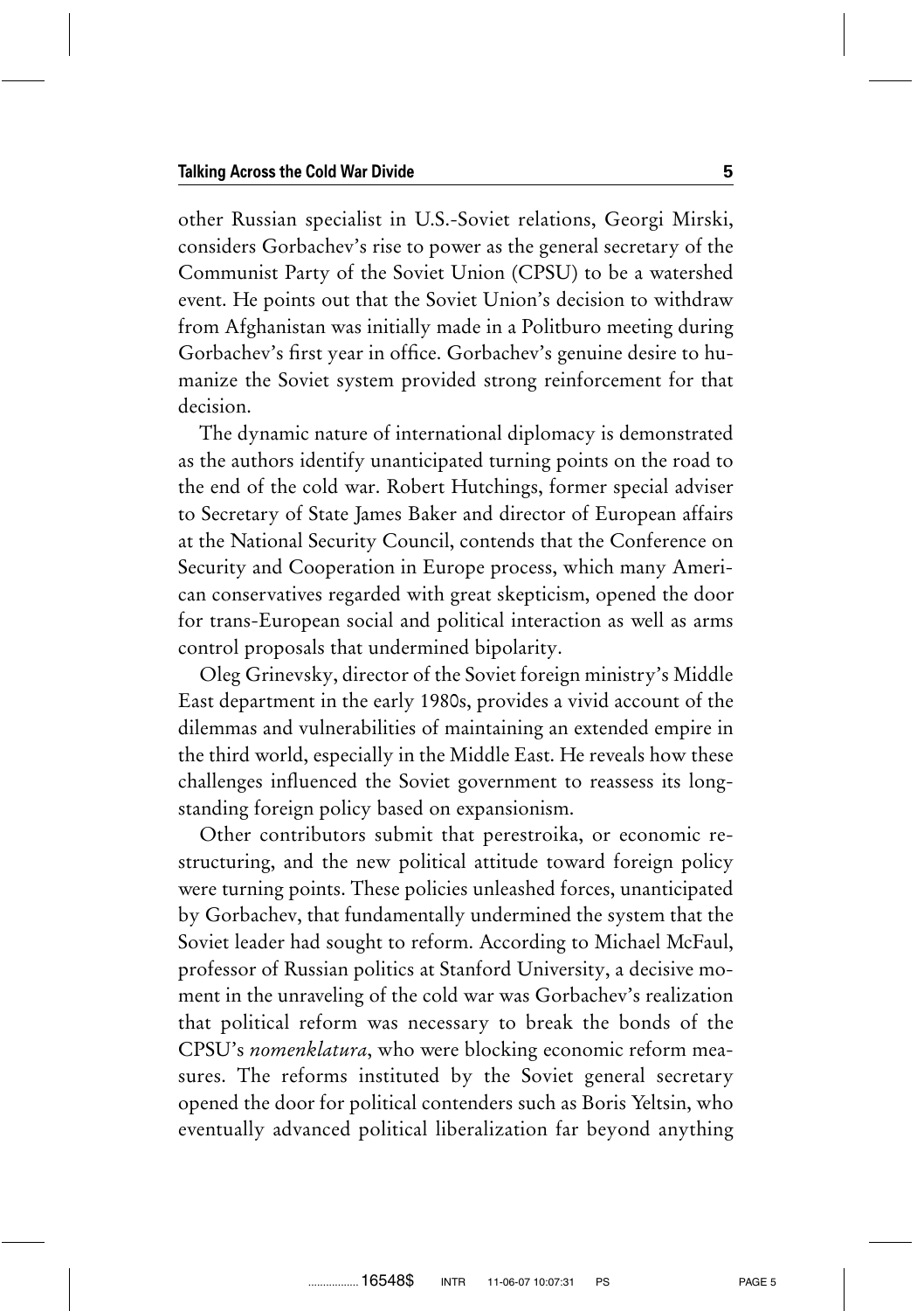other Russian specialist in U.S.-Soviet relations, Georgi Mirski, considers Gorbachev's rise to power as the general secretary of the Communist Party of the Soviet Union (CPSU) to be a watershed event. He points out that the Soviet Union's decision to withdraw from Afghanistan was initially made in a Politburo meeting during Gorbachev's first year in office. Gorbachev's genuine desire to humanize the Soviet system provided strong reinforcement for that decision.

The dynamic nature of international diplomacy is demonstrated as the authors identify unanticipated turning points on the road to the end of the cold war. Robert Hutchings, former special adviser to Secretary of State James Baker and director of European affairs at the National Security Council, contends that the Conference on Security and Cooperation in Europe process, which many American conservatives regarded with great skepticism, opened the door for trans-European social and political interaction as well as arms control proposals that undermined bipolarity.

Oleg Grinevsky, director of the Soviet foreign ministry's Middle East department in the early 1980s, provides a vivid account of the dilemmas and vulnerabilities of maintaining an extended empire in the third world, especially in the Middle East. He reveals how these challenges influenced the Soviet government to reassess its longstanding foreign policy based on expansionism.

Other contributors submit that perestroika, or economic restructuring, and the new political attitude toward foreign policy were turning points. These policies unleashed forces, unanticipated by Gorbachev, that fundamentally undermined the system that the Soviet leader had sought to reform. According to Michael McFaul, professor of Russian politics at Stanford University, a decisive moment in the unraveling of the cold war was Gorbachev's realization that political reform was necessary to break the bonds of the CPSU's *nomenklatura*, who were blocking economic reform measures. The reforms instituted by the Soviet general secretary opened the door for political contenders such as Boris Yeltsin, who eventually advanced political liberalization far beyond anything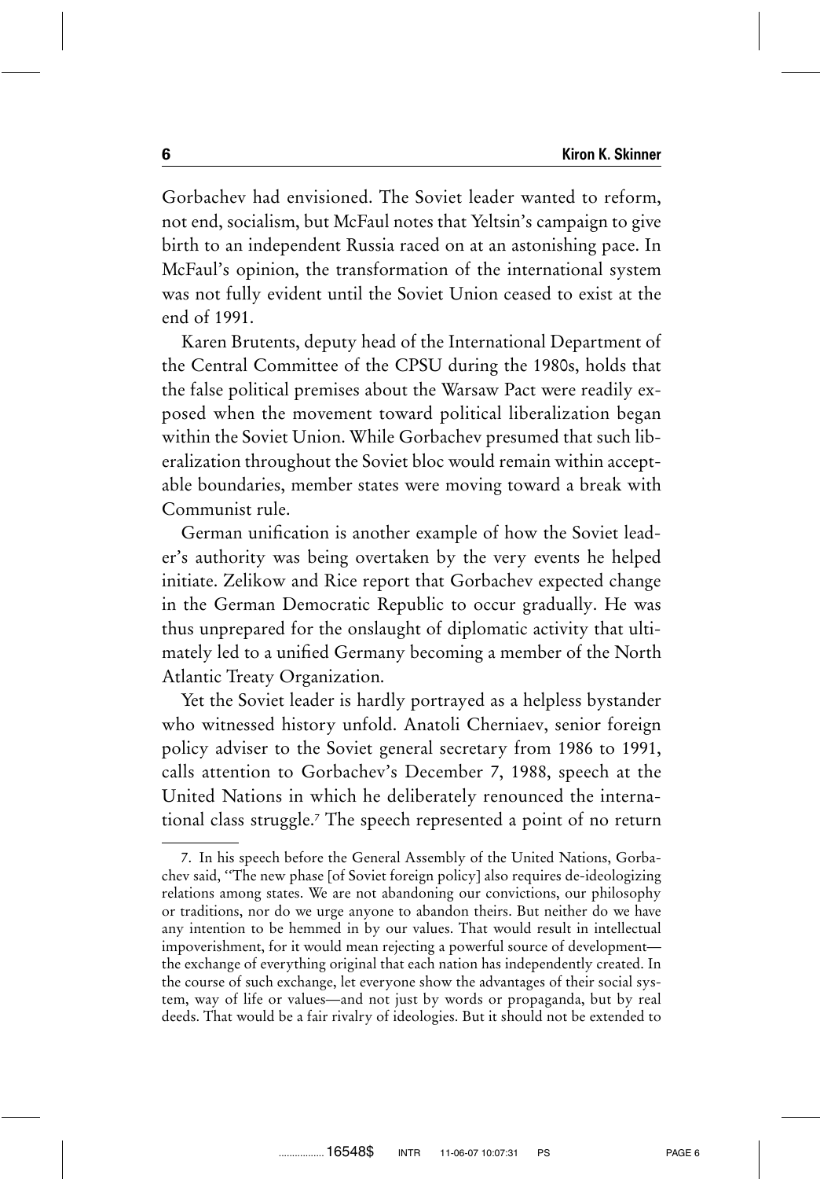Gorbachev had envisioned. The Soviet leader wanted to reform, not end, socialism, but McFaul notes that Yeltsin's campaign to give birth to an independent Russia raced on at an astonishing pace. In McFaul's opinion, the transformation of the international system was not fully evident until the Soviet Union ceased to exist at the end of 1991.

Karen Brutents, deputy head of the International Department of the Central Committee of the CPSU during the 1980s, holds that the false political premises about the Warsaw Pact were readily exposed when the movement toward political liberalization began within the Soviet Union. While Gorbachev presumed that such liberalization throughout the Soviet bloc would remain within acceptable boundaries, member states were moving toward a break with Communist rule.

German unification is another example of how the Soviet leader's authority was being overtaken by the very events he helped initiate. Zelikow and Rice report that Gorbachev expected change in the German Democratic Republic to occur gradually. He was thus unprepared for the onslaught of diplomatic activity that ultimately led to a unified Germany becoming a member of the North Atlantic Treaty Organization.

Yet the Soviet leader is hardly portrayed as a helpless bystander who witnessed history unfold. Anatoli Cherniaev, senior foreign policy adviser to the Soviet general secretary from 1986 to 1991, calls attention to Gorbachev's December 7, 1988, speech at the United Nations in which he deliberately renounced the international class struggle.[7] The speech represented a point of no return

7. In his speech before the General Assembly of the United Nations, Gorbachev said, "The new phase [of Soviet foreign policy] also requires de-ideologizing relations among states. We are not abandoning our convictions, our philosophy or traditions, nor do we urge anyone to abandon theirs. But neither do we have any intention to be hemmed in by our values. That would result in intellectual impoverishment, for it would mean rejecting a powerful source of development—the exchange of everything original that each nation has independently created. In the course of such exchange, let everyone show the advantages of their social system, way of life or values—and not just by words or propaganda, but by real deeds. That would be a fair rivalry of ideologies. But it should not be extended to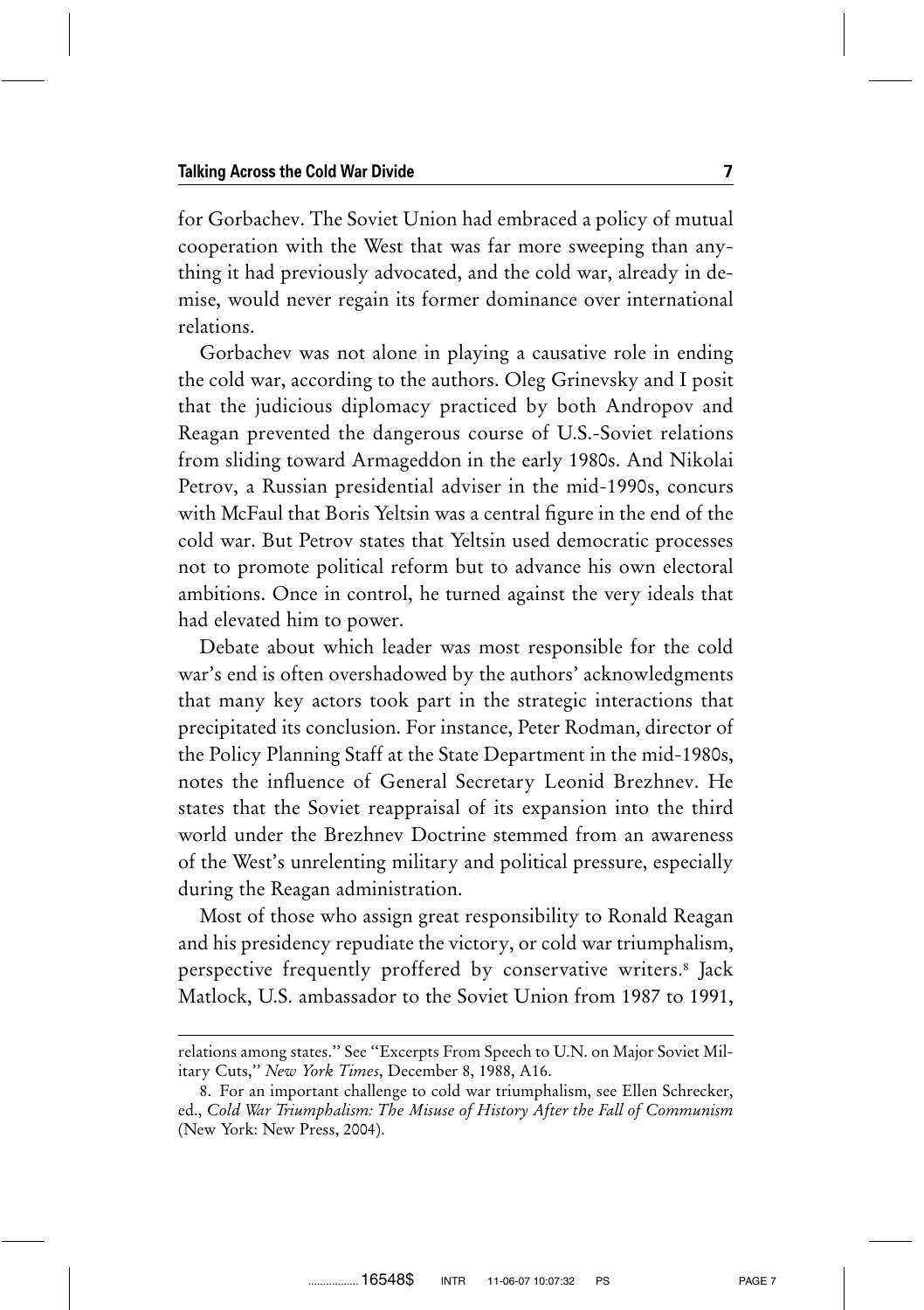for Gorbachev. The Soviet Union had embraced a policy of mutual cooperation with the West that was far more sweeping than anything it had previously advocated, and the cold war, already in demise, would never regain its former dominance over international relations.

Gorbachev was not alone in playing a causative role in ending the cold war, according to the authors. Oleg Grinevsky and I posit that the judicious diplomacy practiced by both Andropov and Reagan prevented the dangerous course of U.S.-Soviet relations from sliding toward Armageddon in the early 1980s. And Nikolai Petrov, a Russian presidential adviser in the mid-1990s, concurs with McFaul that Boris Yeltsin was a central figure in the end of the cold war. But Petrov states that Yeltsin used democratic processes not to promote political reform but to advance his own electoral ambitions. Once in control, he turned against the very ideals that had elevated him to power.

Debate about which leader was most responsible for the cold war's end is often overshadowed by the authors' acknowledgments that many key actors took part in the strategic interactions that precipitated its conclusion. For instance, Peter Rodman, director of the Policy Planning Staff at the State Department in the mid-1980s, notes the influence of General Secretary Leonid Brezhnev. He states that the Soviet reappraisal of its expansion into the third world under the Brezhnev Doctrine stemmed from an awareness of the West's unrelenting military and political pressure, especially during the Reagan administration.

Most of those who assign great responsibility to Ronald Reagan and his presidency repudiate the victory, or cold war triumphalism, perspective frequently proffered by conservative writers.[8] Jack Matlock, U.S. ambassador to the Soviet Union from 1987 to 1991,

---

relations among states." See "Excerpts From Speech to U.N. on Major Soviet Military Cuts," *New York Times*, December 8, 1988, A16.

8. For an important challenge to cold war triumphalism, see Ellen Schrecker, ed., *Cold War Triumphalism: The Misuse of History After the Fall of Communism* (New York: New Press, 2004).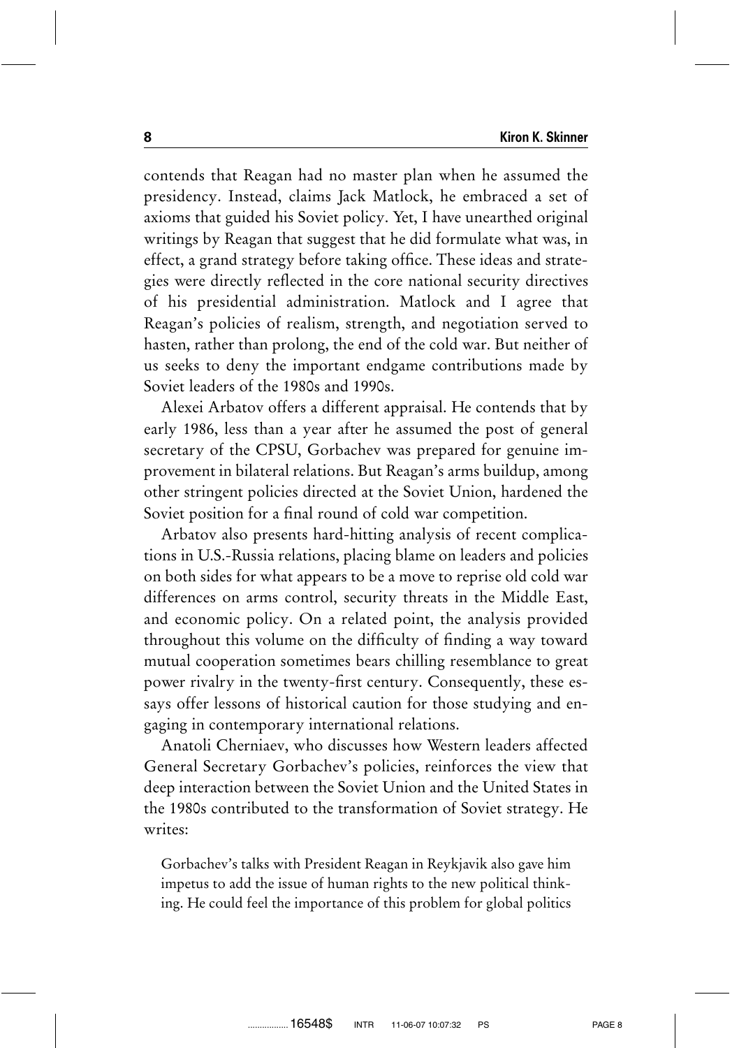contends that Reagan had no master plan when he assumed the presidency. Instead, claims Jack Matlock, he embraced a set of axioms that guided his Soviet policy. Yet, I have unearthed original writings by Reagan that suggest that he did formulate what was, in effect, a grand strategy before taking office. These ideas and strategies were directly reflected in the core national security directives of his presidential administration. Matlock and I agree that Reagan's policies of realism, strength, and negotiation served to hasten, rather than prolong, the end of the cold war. But neither of us seeks to deny the important endgame contributions made by Soviet leaders of the 1980s and 1990s.

Alexei Arbatov offers a different appraisal. He contends that by early 1986, less than a year after he assumed the post of general secretary of the CPSU, Gorbachev was prepared for genuine improvement in bilateral relations. But Reagan's arms buildup, among other stringent policies directed at the Soviet Union, hardened the Soviet position for a final round of cold war competition.

Arbatov also presents hard-hitting analysis of recent complications in U.S.-Russia relations, placing blame on leaders and policies on both sides for what appears to be a move to reprise old cold war differences on arms control, security threats in the Middle East, and economic policy. On a related point, the analysis provided throughout this volume on the difficulty of finding a way toward mutual cooperation sometimes bears chilling resemblance to great power rivalry in the twenty-first century. Consequently, these essays offer lessons of historical caution for those studying and engaging in contemporary international relations.

Anatoli Cherniaev, who discusses how Western leaders affected General Secretary Gorbachev's policies, reinforces the view that deep interaction between the Soviet Union and the United States in the 1980s contributed to the transformation of Soviet strategy. He writes:

> Gorbachev's talks with President Reagan in Reykjavik also gave him impetus to add the issue of human rights to the new political thinking. He could feel the importance of this problem for global politics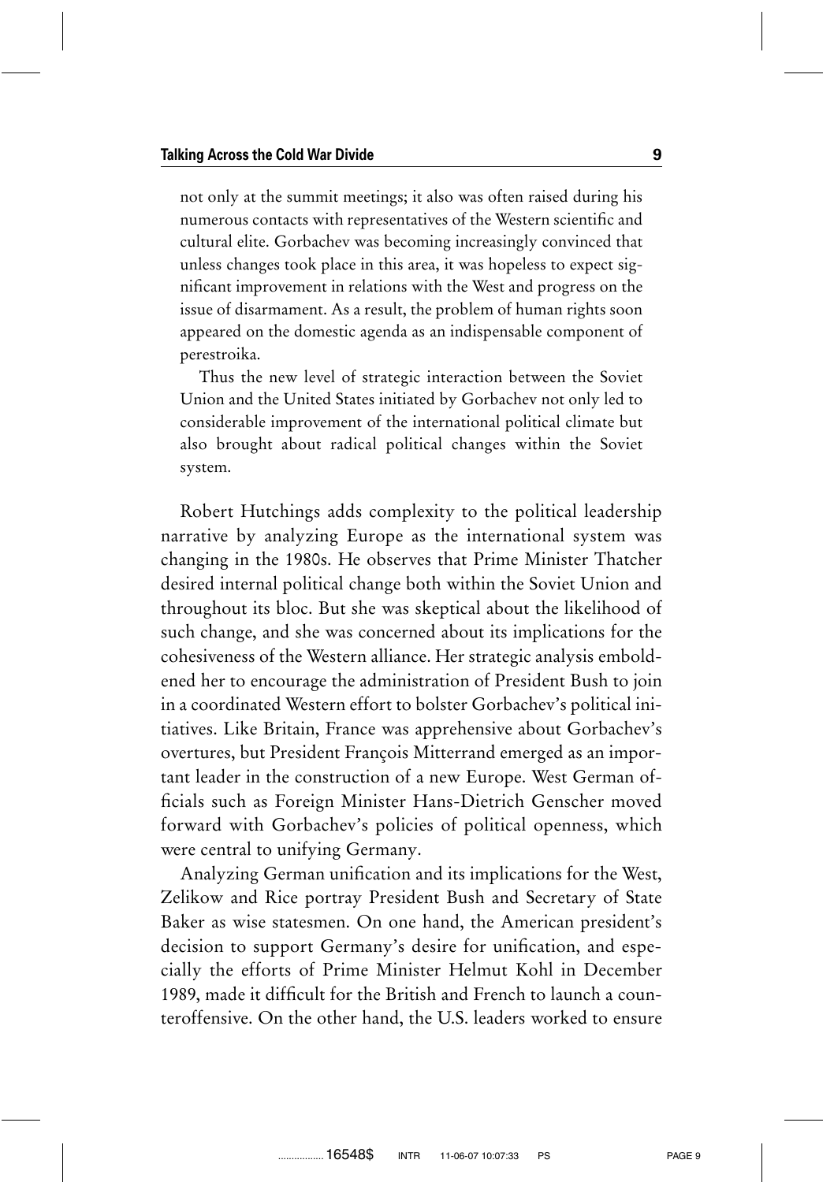not only at the summit meetings; it also was often raised during his numerous contacts with representatives of the Western scientific and cultural elite. Gorbachev was becoming increasingly convinced that unless changes took place in this area, it was hopeless to expect significant improvement in relations with the West and progress on the issue of disarmament. As a result, the problem of human rights soon appeared on the domestic agenda as an indispensable component of perestroika.

Thus the new level of strategic interaction between the Soviet Union and the United States initiated by Gorbachev not only led to considerable improvement of the international political climate but also brought about radical political changes within the Soviet system.

Robert Hutchings adds complexity to the political leadership narrative by analyzing Europe as the international system was changing in the 1980s. He observes that Prime Minister Thatcher desired internal political change both within the Soviet Union and throughout its bloc. But she was skeptical about the likelihood of such change, and she was concerned about its implications for the cohesiveness of the Western alliance. Her strategic analysis emboldened her to encourage the administration of President Bush to join in a coordinated Western effort to bolster Gorbachev's political initiatives. Like Britain, France was apprehensive about Gorbachev's overtures, but President François Mitterrand emerged as an important leader in the construction of a new Europe. West German officials such as Foreign Minister Hans-Dietrich Genscher moved forward with Gorbachev's policies of political openness, which were central to unifying Germany.

Analyzing German unification and its implications for the West, Zelikow and Rice portray President Bush and Secretary of State Baker as wise statesmen. On one hand, the American president's decision to support Germany's desire for unification, and especially the efforts of Prime Minister Helmut Kohl in December 1989, made it difficult for the British and French to launch a counteroffensive. On the other hand, the U.S. leaders worked to ensure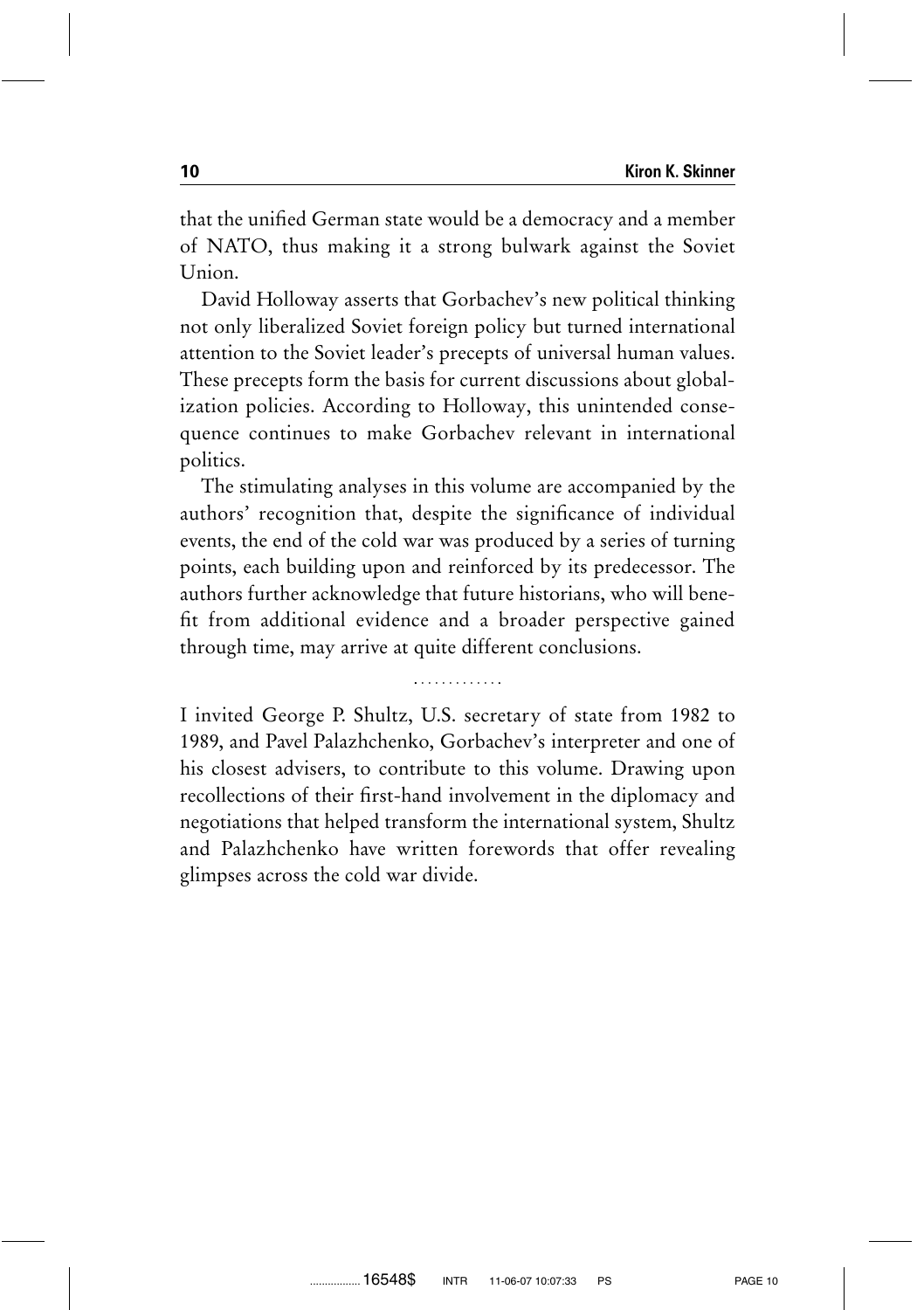that the unified German state would be a democracy and a member of NATO, thus making it a strong bulwark against the Soviet Union.

David Holloway asserts that Gorbachev's new political thinking not only liberalized Soviet foreign policy but turned international attention to the Soviet leader's precepts of universal human values. These precepts form the basis for current discussions about globalization policies. According to Holloway, this unintended consequence continues to make Gorbachev relevant in international politics.

The stimulating analyses in this volume are accompanied by the authors' recognition that, despite the significance of individual events, the end of the cold war was produced by a series of turning points, each building upon and reinforced by its predecessor. The authors further acknowledge that future historians, who will benefit from additional evidence and a broader perspective gained through time, may arrive at quite different conclusions.

. . . . . . . . . . . . .

I invited George P. Shultz, U.S. secretary of state from 1982 to 1989, and Pavel Palazhchenko, Gorbachev's interpreter and one of his closest advisers, to contribute to this volume. Drawing upon recollections of their first-hand involvement in the diplomacy and negotiations that helped transform the international system, Shultz and Palazhchenko have written forewords that offer revealing glimpses across the cold war divide.